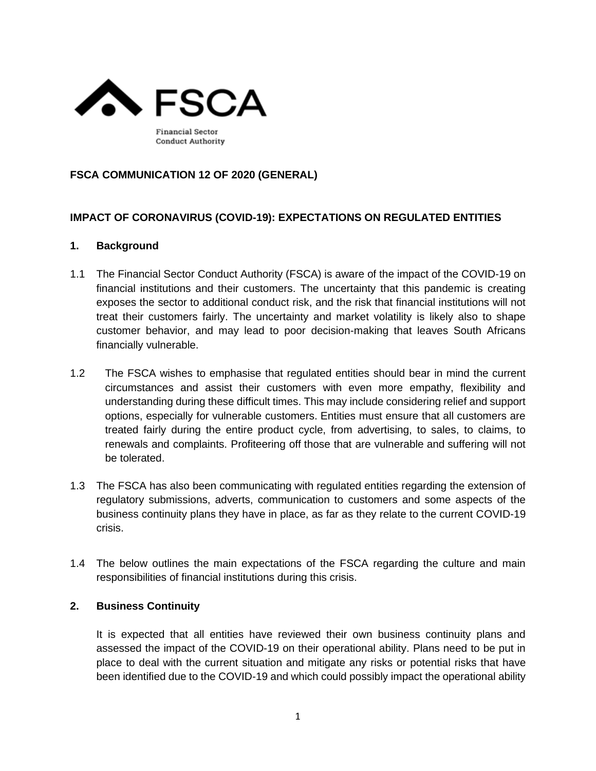FSCA

Financial Sector Conduct Authority

**FSCA COMMUNICATION 12 OF 2020 (GENERAL)**

**IMPACT OF CORONAVIRUS (COVID-19): EXPECTATIONS ON REGULATED ENTITIES**

## 1. Background

1.1 The Financial Sector Conduct Authority (FSCA) is aware of the impact of the COVID-19 on financial institutions and their customers. The uncertainty that this pandemic is creating exposes the sector to additional conduct risk, and the risk that financial institutions will not treat their customers fairly. The uncertainty and market volatility is likely also to shape customer behavior, and may lead to poor decision-making that leaves South Africans financially vulnerable.

1.2 The FSCA wishes to emphasise that regulated entities should bear in mind the current circumstances and assist their customers with even more empathy, flexibility and understanding during these difficult times. This may include considering relief and support options, especially for vulnerable customers. Entities must ensure that all customers are treated fairly during the entire product cycle, from advertising, to sales, to claims, to renewals and complaints. Profiteering off those that are vulnerable and suffering will not be tolerated.

1.3 The FSCA has also been communicating with regulated entities regarding the extension of regulatory submissions, adverts, communication to customers and some aspects of the business continuity plans they have in place, as far as they relate to the current COVID-19 crisis.

1.4 The below outlines the main expectations of the FSCA regarding the culture and main responsibilities of financial institutions during this crisis.

## 2. Business Continuity

It is expected that all entities have reviewed their own business continuity plans and assessed the impact of the COVID-19 on their operational ability. Plans need to be put in place to deal with the current situation and mitigate any risks or potential risks that have been identified due to the COVID-19 and which could possibly impact the operational ability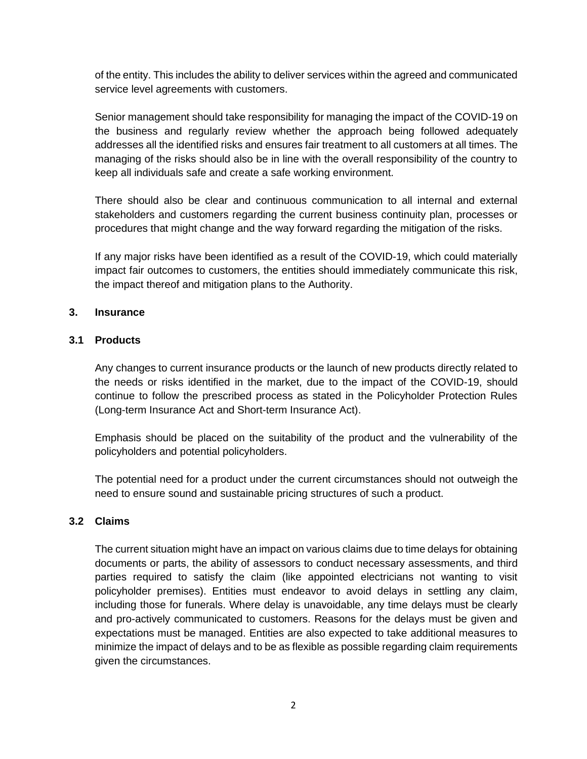of the entity. This includes the ability to deliver services within the agreed and communicated service level agreements with customers.

Senior management should take responsibility for managing the impact of the COVID-19 on the business and regularly review whether the approach being followed adequately addresses all the identified risks and ensures fair treatment to all customers at all times. The managing of the risks should also be in line with the overall responsibility of the country to keep all individuals safe and create a safe working environment.

There should also be clear and continuous communication to all internal and external stakeholders and customers regarding the current business continuity plan, processes or procedures that might change and the way forward regarding the mitigation of the risks.

If any major risks have been identified as a result of the COVID-19, which could materially impact fair outcomes to customers, the entities should immediately communicate this risk, the impact thereof and mitigation plans to the Authority.

## 3. Insurance

### 3.1 Products

Any changes to current insurance products or the launch of new products directly related to the needs or risks identified in the market, due to the impact of the COVID-19, should continue to follow the prescribed process as stated in the Policyholder Protection Rules (Long-term Insurance Act and Short-term Insurance Act).

Emphasis should be placed on the suitability of the product and the vulnerability of the policyholders and potential policyholders.

The potential need for a product under the current circumstances should not outweigh the need to ensure sound and sustainable pricing structures of such a product.

### 3.2 Claims

The current situation might have an impact on various claims due to time delays for obtaining documents or parts, the ability of assessors to conduct necessary assessments, and third parties required to satisfy the claim (like appointed electricians not wanting to visit policyholder premises). Entities must endeavor to avoid delays in settling any claim, including those for funerals. Where delay is unavoidable, any time delays must be clearly and pro-actively communicated to customers. Reasons for the delays must be given and expectations must be managed. Entities are also expected to take additional measures to minimize the impact of delays and to be as flexible as possible regarding claim requirements given the circumstances.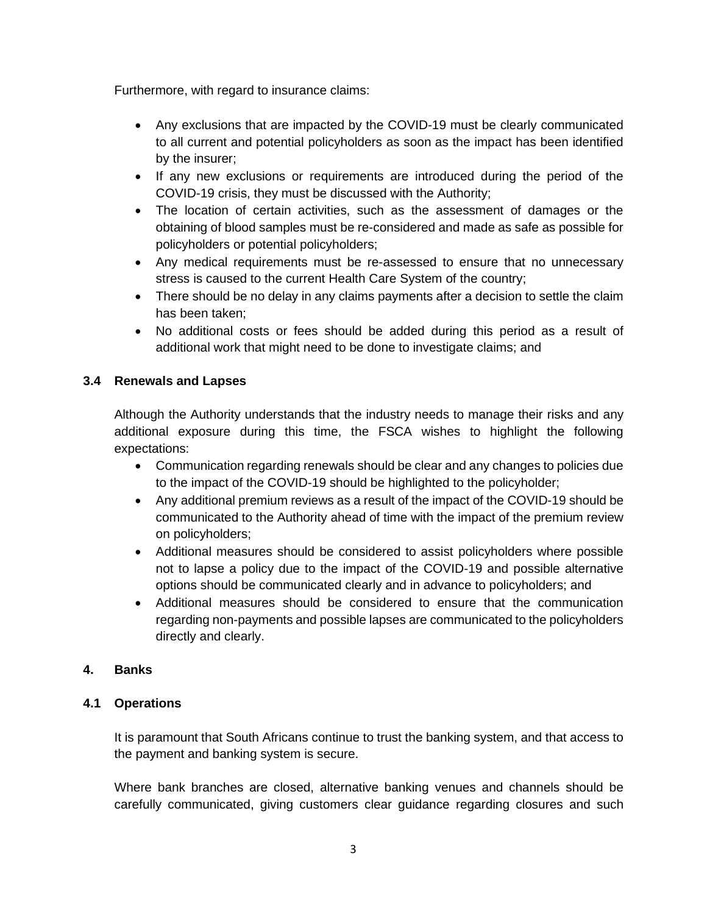Furthermore, with regard to insurance claims:

- Any exclusions that are impacted by the COVID-19 must be clearly communicated to all current and potential policyholders as soon as the impact has been identified by the insurer;
- If any new exclusions or requirements are introduced during the period of the COVID-19 crisis, they must be discussed with the Authority;
- The location of certain activities, such as the assessment of damages or the obtaining of blood samples must be re-considered and made as safe as possible for policyholders or potential policyholders;
- Any medical requirements must be re-assessed to ensure that no unnecessary stress is caused to the current Health Care System of the country;
- There should be no delay in any claims payments after a decision to settle the claim has been taken;
- No additional costs or fees should be added during this period as a result of additional work that might need to be done to investigate claims; and

### 3.4 Renewals and Lapses

Although the Authority understands that the industry needs to manage their risks and any additional exposure during this time, the FSCA wishes to highlight the following expectations:

- Communication regarding renewals should be clear and any changes to policies due to the impact of the COVID-19 should be highlighted to the policyholder;
- Any additional premium reviews as a result of the impact of the COVID-19 should be communicated to the Authority ahead of time with the impact of the premium review on policyholders;
- Additional measures should be considered to assist policyholders where possible not to lapse a policy due to the impact of the COVID-19 and possible alternative options should be communicated clearly and in advance to policyholders; and
- Additional measures should be considered to ensure that the communication regarding non-payments and possible lapses are communicated to the policyholders directly and clearly.

## 4. Banks

### 4.1 Operations

It is paramount that South Africans continue to trust the banking system, and that access to the payment and banking system is secure.

Where bank branches are closed, alternative banking venues and channels should be carefully communicated, giving customers clear guidance regarding closures and such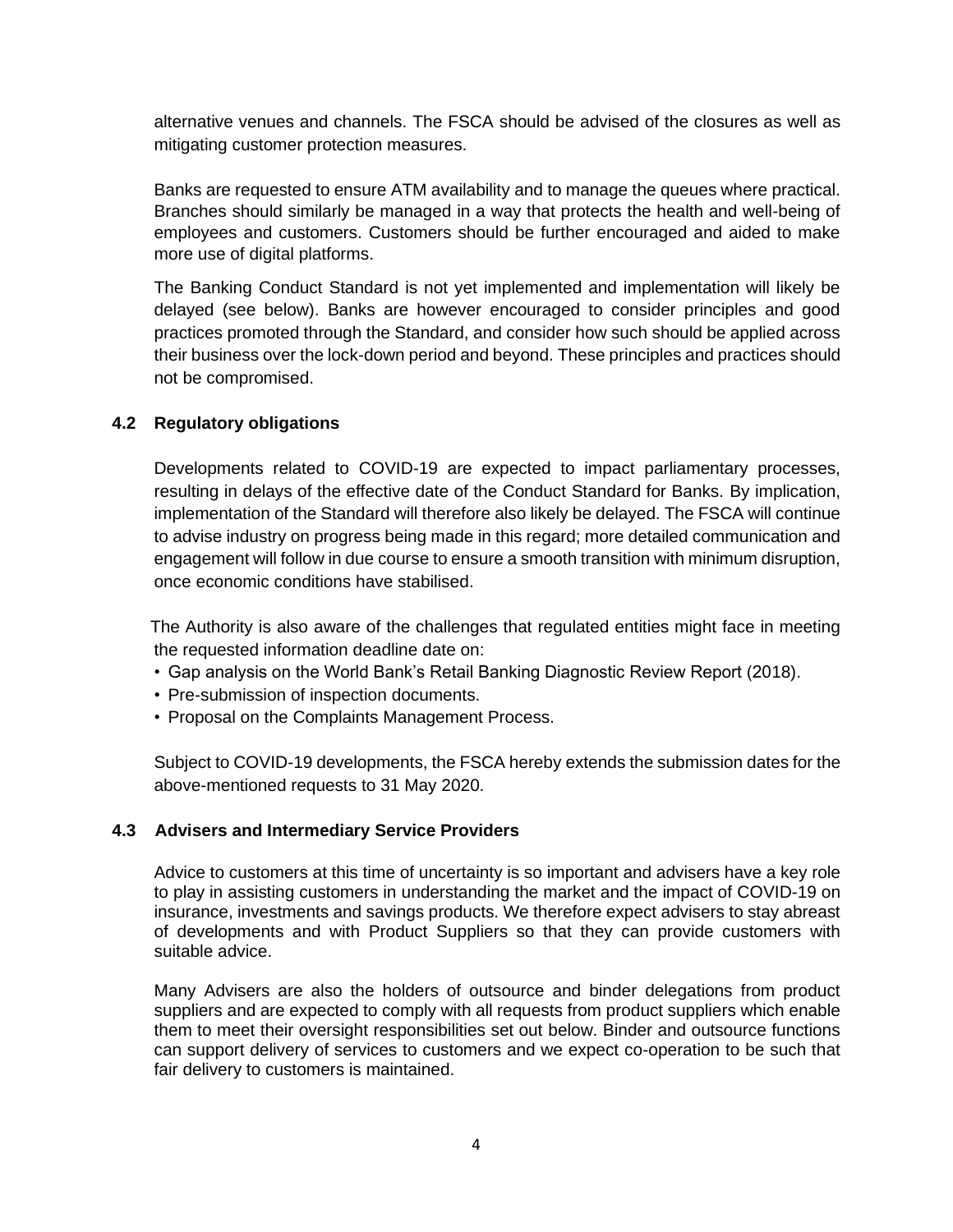alternative venues and channels. The FSCA should be advised of the closures as well as mitigating customer protection measures.

Banks are requested to ensure ATM availability and to manage the queues where practical. Branches should similarly be managed in a way that protects the health and well-being of employees and customers. Customers should be further encouraged and aided to make more use of digital platforms.

The Banking Conduct Standard is not yet implemented and implementation will likely be delayed (see below). Banks are however encouraged to consider principles and good practices promoted through the Standard, and consider how such should be applied across their business over the lock-down period and beyond. These principles and practices should not be compromised.

### 4.2 Regulatory obligations

Developments related to COVID-19 are expected to impact parliamentary processes, resulting in delays of the effective date of the Conduct Standard for Banks. By implication, implementation of the Standard will therefore also likely be delayed. The FSCA will continue to advise industry on progress being made in this regard; more detailed communication and engagement will follow in due course to ensure a smooth transition with minimum disruption, once economic conditions have stabilised.

The Authority is also aware of the challenges that regulated entities might face in meeting the requested information deadline date on:

- Gap analysis on the World Bank's Retail Banking Diagnostic Review Report (2018).
- Pre-submission of inspection documents.
- Proposal on the Complaints Management Process.

Subject to COVID-19 developments, the FSCA hereby extends the submission dates for the above-mentioned requests to 31 May 2020.

### 4.3 Advisers and Intermediary Service Providers

Advice to customers at this time of uncertainty is so important and advisers have a key role to play in assisting customers in understanding the market and the impact of COVID-19 on insurance, investments and savings products. We therefore expect advisers to stay abreast of developments and with Product Suppliers so that they can provide customers with suitable advice.

Many Advisers are also the holders of outsource and binder delegations from product suppliers and are expected to comply with all requests from product suppliers which enable them to meet their oversight responsibilities set out below. Binder and outsource functions can support delivery of services to customers and we expect co-operation to be such that fair delivery to customers is maintained.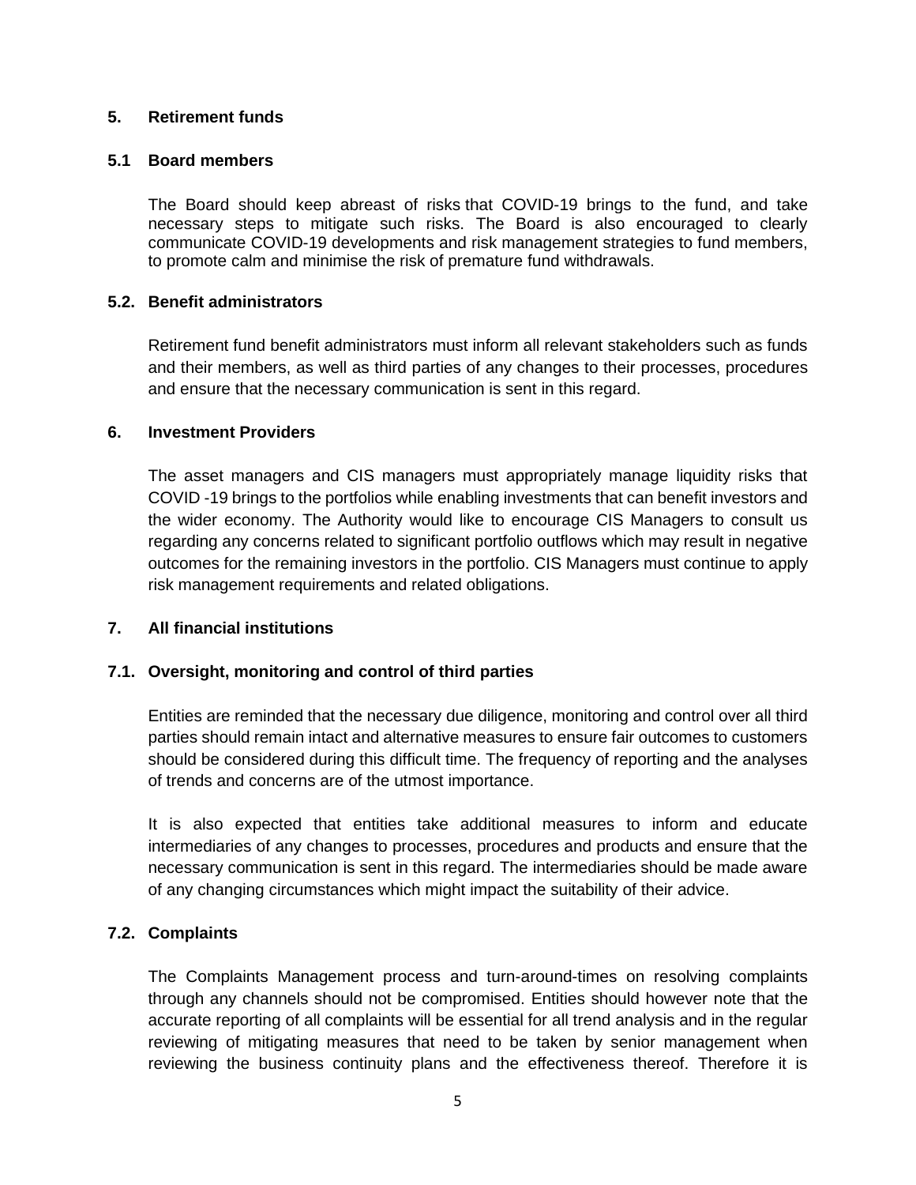## 5. Retirement funds

### 5.1 Board members

The Board should keep abreast of risks that COVID-19 brings to the fund, and take necessary steps to mitigate such risks. The Board is also encouraged to clearly communicate COVID-19 developments and risk management strategies to fund members, to promote calm and minimise the risk of premature fund withdrawals.

### 5.2. Benefit administrators

Retirement fund benefit administrators must inform all relevant stakeholders such as funds and their members, as well as third parties of any changes to their processes, procedures and ensure that the necessary communication is sent in this regard.

## 6. Investment Providers

The asset managers and CIS managers must appropriately manage liquidity risks that COVID -19 brings to the portfolios while enabling investments that can benefit investors and the wider economy. The Authority would like to encourage CIS Managers to consult us regarding any concerns related to significant portfolio outflows which may result in negative outcomes for the remaining investors in the portfolio. CIS Managers must continue to apply risk management requirements and related obligations.

## 7. All financial institutions

### 7.1. Oversight, monitoring and control of third parties

Entities are reminded that the necessary due diligence, monitoring and control over all third parties should remain intact and alternative measures to ensure fair outcomes to customers should be considered during this difficult time. The frequency of reporting and the analyses of trends and concerns are of the utmost importance.

It is also expected that entities take additional measures to inform and educate intermediaries of any changes to processes, procedures and products and ensure that the necessary communication is sent in this regard. The intermediaries should be made aware of any changing circumstances which might impact the suitability of their advice.

### 7.2. Complaints

The Complaints Management process and turn-around-times on resolving complaints through any channels should not be compromised. Entities should however note that the accurate reporting of all complaints will be essential for all trend analysis and in the regular reviewing of mitigating measures that need to be taken by senior management when reviewing the business continuity plans and the effectiveness thereof. Therefore it is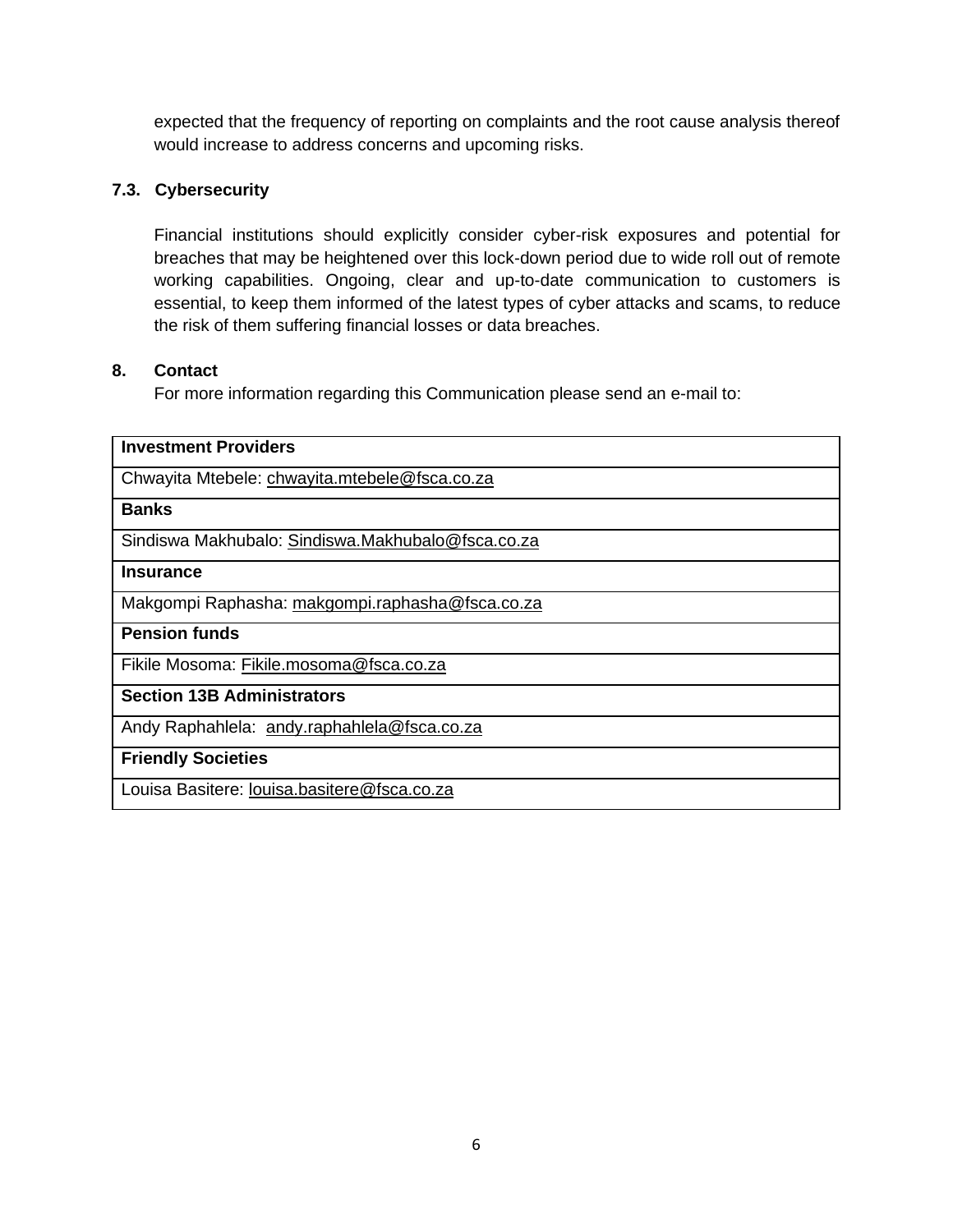expected that the frequency of reporting on complaints and the root cause analysis thereof would increase to address concerns and upcoming risks.

### 7.3. Cybersecurity

Financial institutions should explicitly consider cyber-risk exposures and potential for breaches that may be heightened over this lock-down period due to wide roll out of remote working capabilities. Ongoing, clear and up-to-date communication to customers is essential, to keep them informed of the latest types of cyber attacks and scams, to reduce the risk of them suffering financial losses or data breaches.

## 8. Contact

For more information regarding this Communication please send an e-mail to:

| |
|---|
| **Investment Providers** |
| Chwayita Mtebele: chwayita.mtebele@fsca.co.za |
| **Banks** |
| Sindiswa Makhubalo: Sindiswa.Makhubalo@fsca.co.za |
| **Insurance** |
| Makgompi Raphasha: makgompi.raphasha@fsca.co.za |
| **Pension funds** |
| Fikile Mosoma: Fikile.mosoma@fsca.co.za |
| **Section 13B Administrators** |
| Andy Raphahlela: andy.raphahlela@fsca.co.za |
| **Friendly Societies** |
| Louisa Basitere: louisa.basitere@fsca.co.za |